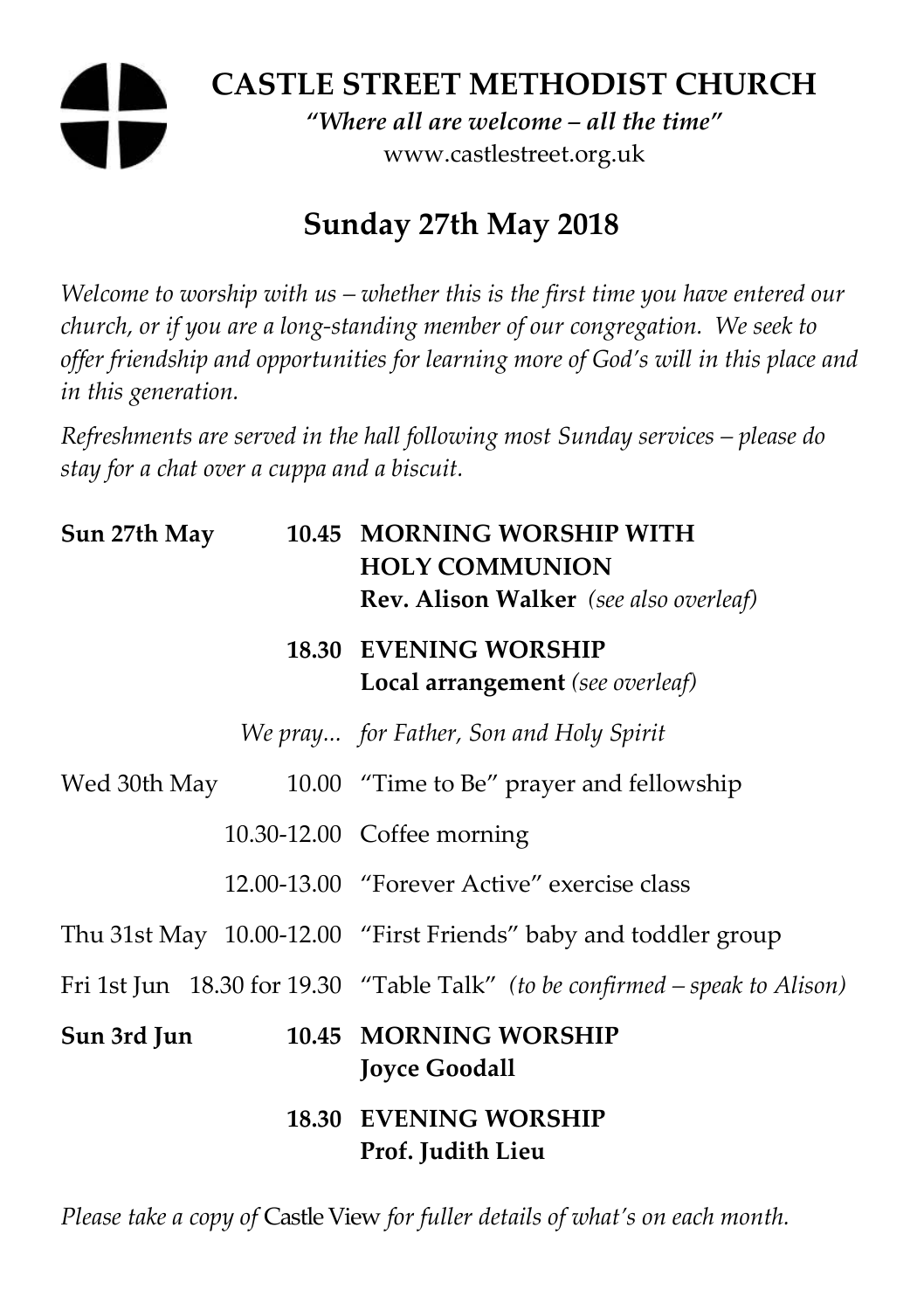# CASTLE STREET METHODIST CHURCH

*"Where all are welcome – all the time"*

www.castlestreet.org.uk

## Sunday 27th May 2018

*Welcome to worship with us – whether this is the first time you have entered our church, or if you are a long-standing member of our congregation. We seek to offer friendship and opportunities for learning more of God's will in this place and in this generation.*

*Refreshments are served in the hall following most Sunday services – please do stay for a chat over a cuppa and a biscuit.*

| | | |
|---|---|---|
| **Sun 27th May** | **10.45** | **MORNING WORSHIP WITH HOLY COMMUNION** **Rev. Alison Walker** *(see also overleaf)* |
| | **18.30** | **EVENING WORSHIP** **Local arrangement** *(see overleaf)* |
| | *We pray...* | *for Father, Son and Holy Spirit* |
| Wed 30th May | 10.00 | "Time to Be" prayer and fellowship |
| | 10.30-12.00 | Coffee morning |
| | 12.00-13.00 | "Forever Active" exercise class |
| Thu 31st May | 10.00-12.00 | "First Friends" baby and toddler group |
| Fri 1st Jun | 18.30 for 19.30 | "Table Talk" *(to be confirmed – speak to Alison)* |
| **Sun 3rd Jun** | **10.45** | **MORNING WORSHIP** **Joyce Goodall** |
| | **18.30** | **EVENING WORSHIP** **Prof. Judith Lieu** |

*Please take a copy of* Castle View *for fuller details of what's on each month.*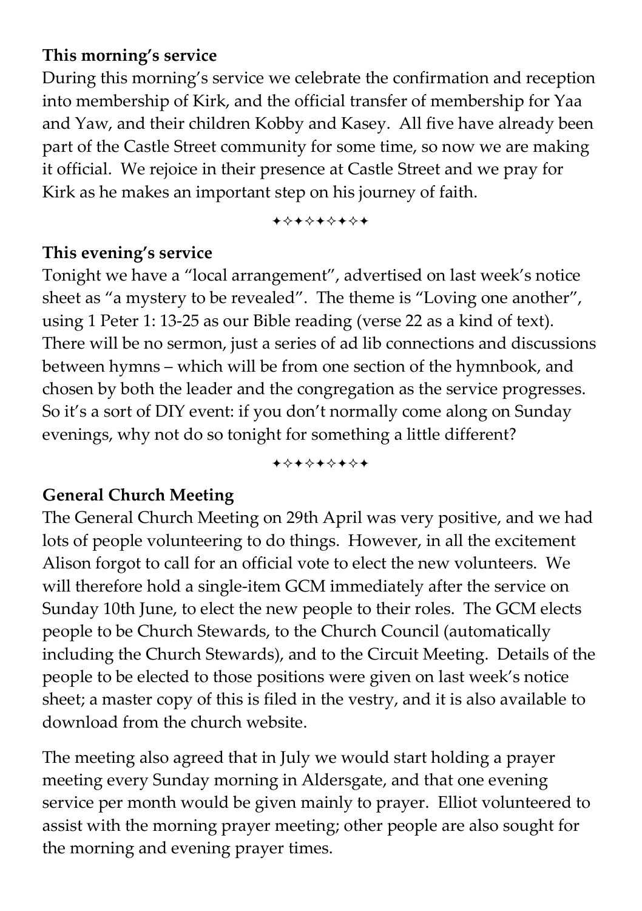**This morning's service**

During this morning's service we celebrate the confirmation and reception into membership of Kirk, and the official transfer of membership for Yaa and Yaw, and their children Kobby and Kasey. All five have already been part of the Castle Street community for some time, so now we are making it official. We rejoice in their presence at Castle Street and we pray for Kirk as he makes an important step on his journey of faith.

✦✧✦✧✦✧✦✧✦

**This evening's service**

Tonight we have a "local arrangement", advertised on last week's notice sheet as "a mystery to be revealed". The theme is "Loving one another", using 1 Peter 1: 13-25 as our Bible reading (verse 22 as a kind of text). There will be no sermon, just a series of ad lib connections and discussions between hymns – which will be from one section of the hymnbook, and chosen by both the leader and the congregation as the service progresses. So it's a sort of DIY event: if you don't normally come along on Sunday evenings, why not do so tonight for something a little different?

✦✧✦✧✦✧✦✧✦

**General Church Meeting**

The General Church Meeting on 29th April was very positive, and we had lots of people volunteering to do things. However, in all the excitement Alison forgot to call for an official vote to elect the new volunteers. We will therefore hold a single-item GCM immediately after the service on Sunday 10th June, to elect the new people to their roles. The GCM elects people to be Church Stewards, to the Church Council (automatically including the Church Stewards), and to the Circuit Meeting. Details of the people to be elected to those positions were given on last week's notice sheet; a master copy of this is filed in the vestry, and it is also available to download from the church website.

The meeting also agreed that in July we would start holding a prayer meeting every Sunday morning in Aldersgate, and that one evening service per month would be given mainly to prayer. Elliot volunteered to assist with the morning prayer meeting; other people are also sought for the morning and evening prayer times.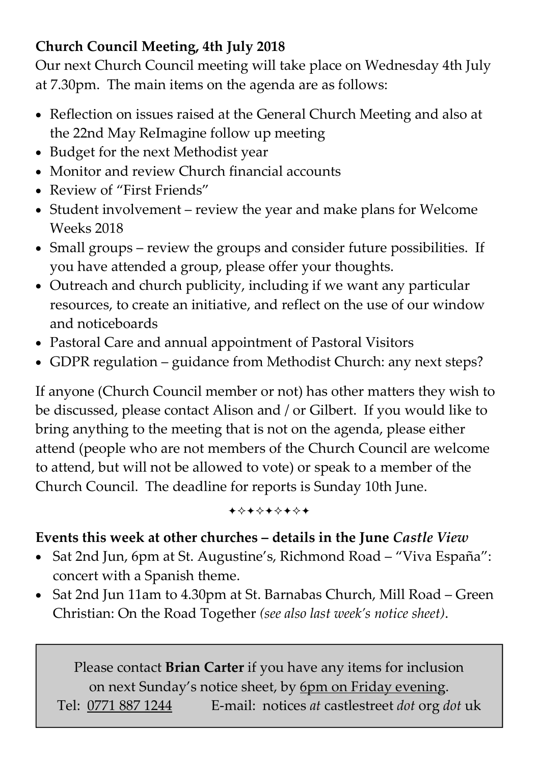**Church Council Meeting, 4th July 2018**

Our next Church Council meeting will take place on Wednesday 4th July at 7.30pm. The main items on the agenda are as follows:

- Reflection on issues raised at the General Church Meeting and also at the 22nd May ReImagine follow up meeting
- Budget for the next Methodist year
- Monitor and review Church financial accounts
- Review of "First Friends"
- Student involvement – review the year and make plans for Welcome Weeks 2018
- Small groups – review the groups and consider future possibilities. If you have attended a group, please offer your thoughts.
- Outreach and church publicity, including if we want any particular resources, to create an initiative, and reflect on the use of our window and noticeboards
- Pastoral Care and annual appointment of Pastoral Visitors
- GDPR regulation – guidance from Methodist Church: any next steps?

If anyone (Church Council member or not) has other matters they wish to be discussed, please contact Alison and / or Gilbert. If you would like to bring anything to the meeting that is not on the agenda, please either attend (people who are not members of the Church Council are welcome to attend, but will not be allowed to vote) or speak to a member of the Church Council. The deadline for reports is Sunday 10th June.

✦✧✦✧✦✧✦✧✦

**Events this week at other churches – details in the June *Castle View***

- Sat 2nd Jun, 6pm at St. Augustine's, Richmond Road – "Viva España": concert with a Spanish theme.
- Sat 2nd Jun 11am to 4.30pm at St. Barnabas Church, Mill Road – Green Christian: On the Road Together *(see also last week's notice sheet)*.

Please contact **Brian Carter** if you have any items for inclusion on next Sunday's notice sheet, by 6pm on Friday evening.
Tel: 0771 887 1244 E-mail: notices *at* castlestreet *dot* org *dot* uk